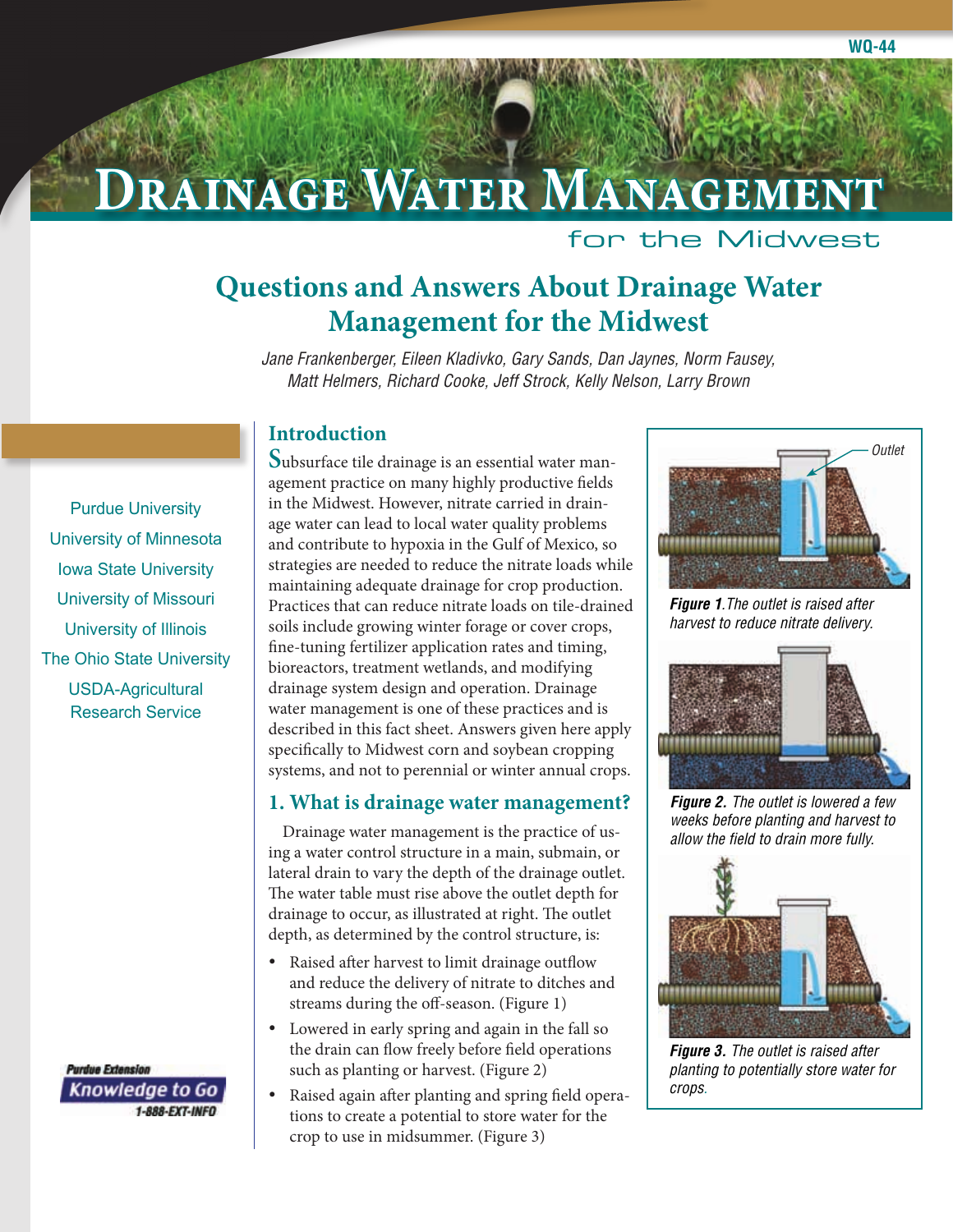WQ-44

# Drainage Water Management for the Midwest

## Questions and Answers About Drainage Water Management for the Midwest

*Jane Frankenberger, Eileen Kladivko, Gary Sands, Dan Jaynes, Norm Fausey, Matt Helmers, Richard Cooke, Jeff Strock, Kelly Nelson, Larry Brown*

Purdue University
University of Minnesota
Iowa State University
University of Missouri
University of Illinois
The Ohio State University
USDA-Agricultural Research Service

### Introduction

Subsurface tile drainage is an essential water management practice on many highly productive fields in the Midwest. However, nitrate carried in drainage water can lead to local water quality problems and contribute to hypoxia in the Gulf of Mexico, so strategies are needed to reduce the nitrate loads while maintaining adequate drainage for crop production. Practices that can reduce nitrate loads on tile-drained soils include growing winter forage or cover crops, fine-tuning fertilizer application rates and timing, bioreactors, treatment wetlands, and modifying drainage system design and operation. Drainage water management is one of these practices and is described in this fact sheet. Answers given here apply specifically to Midwest corn and soybean cropping systems, and not to perennial or winter annual crops.

### 1. What is drainage water management?

Drainage water management is the practice of using a water control structure in a main, submain, or lateral drain to vary the depth of the drainage outlet. The water table must rise above the outlet depth for drainage to occur, as illustrated at right. The outlet depth, as determined by the control structure, is:

- Raised after harvest to limit drainage outflow and reduce the delivery of nitrate to ditches and streams during the off-season. (Figure 1)
- Lowered in early spring and again in the fall so the drain can flow freely before field operations such as planting or harvest. (Figure 2)
- Raised again after planting and spring field operations to create a potential to store water for the crop to use in midsummer. (Figure 3)

Outlet

***Figure 1.*** *The outlet is raised after harvest to reduce nitrate delivery.*

***Figure 2.*** *The outlet is lowered a few weeks before planting and harvest to allow the field to drain more fully.*

***Figure 3.*** *The outlet is raised after planting to potentially store water for crops.*

Purdue Extension
Knowledge to Go
1-888-EXT-INFO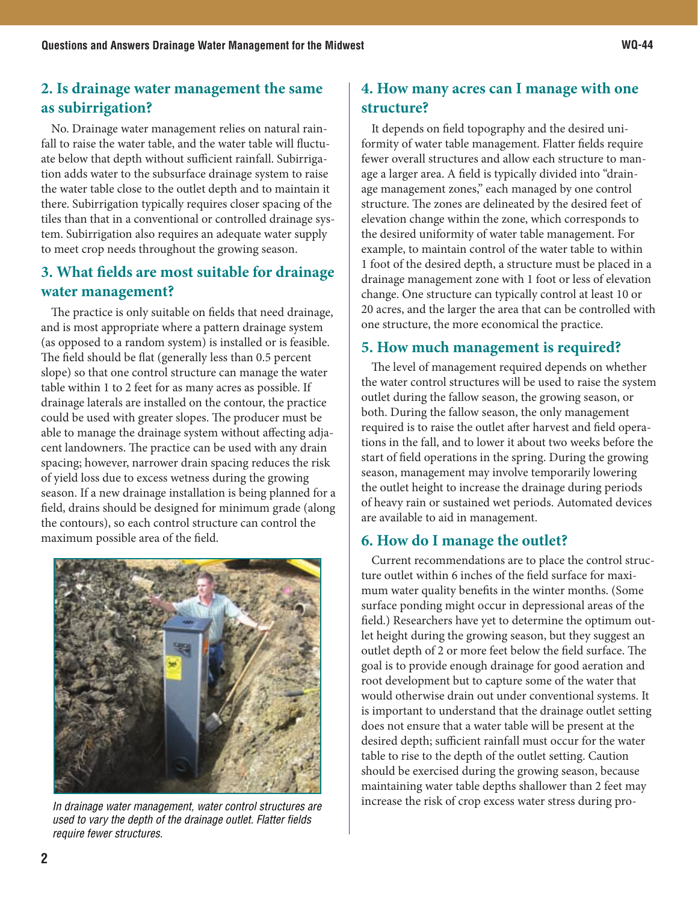## 2. Is drainage water management the same as subirrigation?

No. Drainage water management relies on natural rainfall to raise the water table, and the water table will fluctuate below that depth without sufficient rainfall. Subirrigation adds water to the subsurface drainage system to raise the water table close to the outlet depth and to maintain it there. Subirrigation typically requires closer spacing of the tiles than that in a conventional or controlled drainage system. Subirrigation also requires an adequate water supply to meet crop needs throughout the growing season.

## 3. What fields are most suitable for drainage water management?

The practice is only suitable on fields that need drainage, and is most appropriate where a pattern drainage system (as opposed to a random system) is installed or is feasible. The field should be flat (generally less than 0.5 percent slope) so that one control structure can manage the water table within 1 to 2 feet for as many acres as possible. If drainage laterals are installed on the contour, the practice could be used with greater slopes. The producer must be able to manage the drainage system without affecting adjacent landowners. The practice can be used with any drain spacing; however, narrower drain spacing reduces the risk of yield loss due to excess wetness during the growing season. If a new drainage installation is being planned for a field, drains should be designed for minimum grade (along the contours), so each control structure can control the maximum possible area of the field.

*In drainage water management, water control structures are used to vary the depth of the drainage outlet. Flatter fields require fewer structures.*

## 4. How many acres can I manage with one structure?

It depends on field topography and the desired uniformity of water table management. Flatter fields require fewer overall structures and allow each structure to manage a larger area. A field is typically divided into "drainage management zones," each managed by one control structure. The zones are delineated by the desired feet of elevation change within the zone, which corresponds to the desired uniformity of water table management. For example, to maintain control of the water table to within 1 foot of the desired depth, a structure must be placed in a drainage management zone with 1 foot or less of elevation change. One structure can typically control at least 10 or 20 acres, and the larger the area that can be controlled with one structure, the more economical the practice.

## 5. How much management is required?

The level of management required depends on whether the water control structures will be used to raise the system outlet during the fallow season, the growing season, or both. During the fallow season, the only management required is to raise the outlet after harvest and field operations in the fall, and to lower it about two weeks before the start of field operations in the spring. During the growing season, management may involve temporarily lowering the outlet height to increase the drainage during periods of heavy rain or sustained wet periods. Automated devices are available to aid in management.

## 6. How do I manage the outlet?

Current recommendations are to place the control structure outlet within 6 inches of the field surface for maximum water quality benefits in the winter months. (Some surface ponding might occur in depressional areas of the field.) Researchers have yet to determine the optimum outlet height during the growing season, but they suggest an outlet depth of 2 or more feet below the field surface. The goal is to provide enough drainage for good aeration and root development but to capture some of the water that would otherwise drain out under conventional systems. It is important to understand that the drainage outlet setting does not ensure that a water table will be present at the desired depth; sufficient rainfall must occur for the water table to rise to the depth of the outlet setting. Caution should be exercised during the growing season, because maintaining water table depths shallower than 2 feet may increase the risk of crop excess water stress during pro-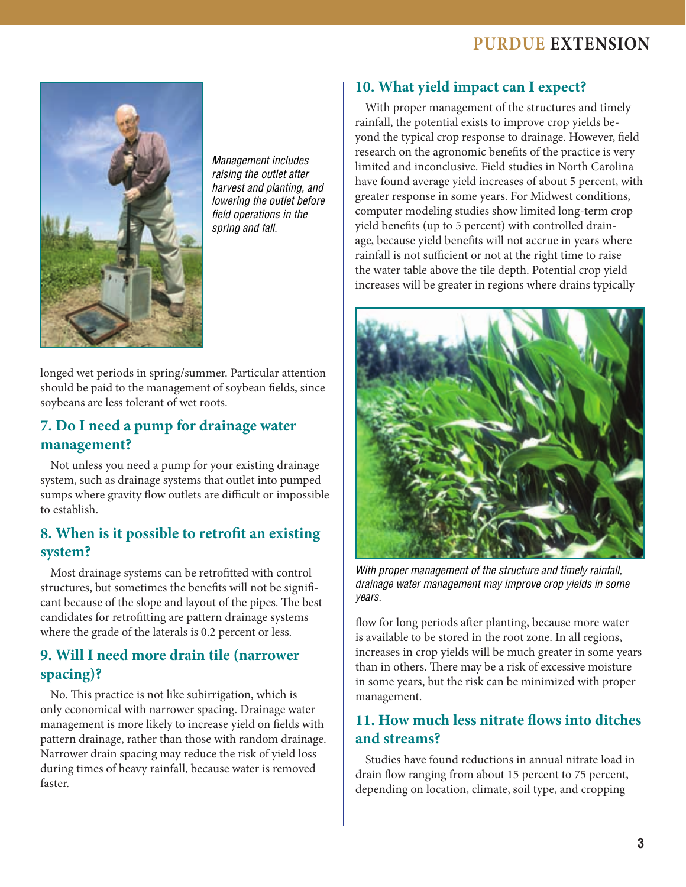*Management includes raising the outlet after harvest and planting, and lowering the outlet before field operations in the spring and fall.*

longed wet periods in spring/summer. Particular attention should be paid to the management of soybean fields, since soybeans are less tolerant of wet roots.

## 7. Do I need a pump for drainage water management?

Not unless you need a pump for your existing drainage system, such as drainage systems that outlet into pumped sumps where gravity flow outlets are difficult or impossible to establish.

## 8. When is it possible to retrofit an existing system?

Most drainage systems can be retrofitted with control structures, but sometimes the benefits will not be significant because of the slope and layout of the pipes. The best candidates for retrofitting are pattern drainage systems where the grade of the laterals is 0.2 percent or less.

## 9. Will I need more drain tile (narrower spacing)?

No. This practice is not like subirrigation, which is only economical with narrower spacing. Drainage water management is more likely to increase yield on fields with pattern drainage, rather than those with random drainage. Narrower drain spacing may reduce the risk of yield loss during times of heavy rainfall, because water is removed faster.

## 10. What yield impact can I expect?

With proper management of the structures and timely rainfall, the potential exists to improve crop yields beyond the typical crop response to drainage. However, field research on the agronomic benefits of the practice is very limited and inconclusive. Field studies in North Carolina have found average yield increases of about 5 percent, with greater response in some years. For Midwest conditions, computer modeling studies show limited long-term crop yield benefits (up to 5 percent) with controlled drainage, because yield benefits will not accrue in years where rainfall is not sufficient or not at the right time to raise the water table above the tile depth. Potential crop yield increases will be greater in regions where drains typically flow for long periods after planting, because more water is available to be stored in the root zone. In all regions, increases in crop yields will be much greater in some years than in others. There may be a risk of excessive moisture in some years, but the risk can be minimized with proper management.

*With proper management of the structure and timely rainfall, drainage water management may improve crop yields in some years.*

## 11. How much less nitrate flows into ditches and streams?

Studies have found reductions in annual nitrate load in drain flow ranging from about 15 percent to 75 percent, depending on location, climate, soil type, and cropping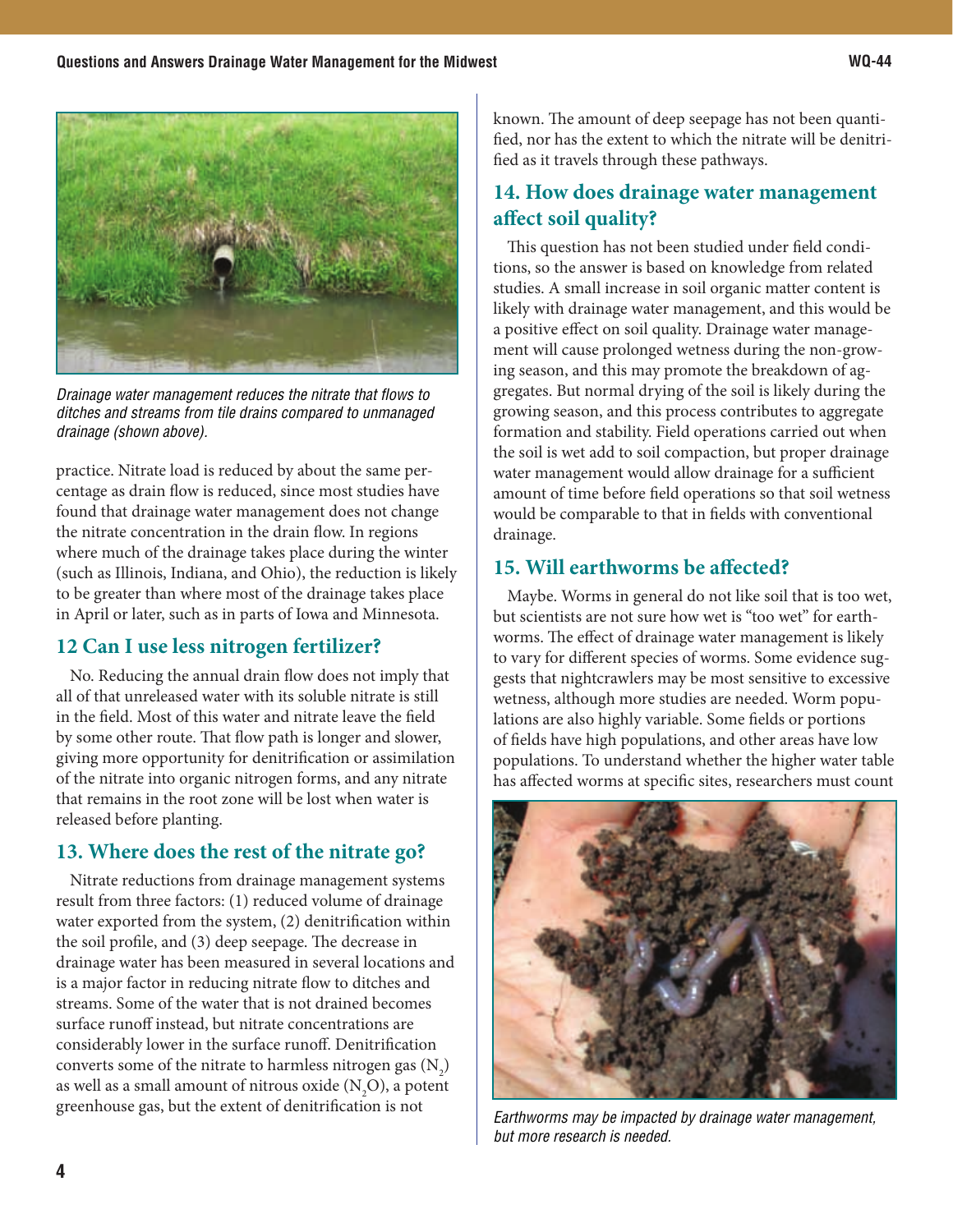*Drainage water management reduces the nitrate that flows to ditches and streams from tile drains compared to unmanaged drainage (shown above).*

practice. Nitrate load is reduced by about the same percentage as drain flow is reduced, since most studies have found that drainage water management does not change the nitrate concentration in the drain flow. In regions where much of the drainage takes place during the winter (such as Illinois, Indiana, and Ohio), the reduction is likely to be greater than where most of the drainage takes place in April or later, such as in parts of Iowa and Minnesota.

## 12 Can I use less nitrogen fertilizer?

No. Reducing the annual drain flow does not imply that all of that unreleased water with its soluble nitrate is still in the field. Most of this water and nitrate leave the field by some other route. That flow path is longer and slower, giving more opportunity for denitrification or assimilation of the nitrate into organic nitrogen forms, and any nitrate that remains in the root zone will be lost when water is released before planting.

## 13. Where does the rest of the nitrate go?

Nitrate reductions from drainage management systems result from three factors: (1) reduced volume of drainage water exported from the system, (2) denitrification within the soil profile, and (3) deep seepage. The decrease in drainage water has been measured in several locations and is a major factor in reducing nitrate flow to ditches and streams. Some of the water that is not drained becomes surface runoff instead, but nitrate concentrations are considerably lower in the surface runoff. Denitrification converts some of the nitrate to harmless nitrogen gas ($N_2$) as well as a small amount of nitrous oxide ($N_2O$), a potent greenhouse gas, but the extent of denitrification is not known. The amount of deep seepage has not been quantified, nor has the extent to which the nitrate will be denitrified as it travels through these pathways.

## 14. How does drainage water management affect soil quality?

This question has not been studied under field conditions, so the answer is based on knowledge from related studies. A small increase in soil organic matter content is likely with drainage water management, and this would be a positive effect on soil quality. Drainage water management will cause prolonged wetness during the non-growing season, and this may promote the breakdown of aggregates. But normal drying of the soil is likely during the growing season, and this process contributes to aggregate formation and stability. Field operations carried out when the soil is wet add to soil compaction, but proper drainage water management would allow drainage for a sufficient amount of time before field operations so that soil wetness would be comparable to that in fields with conventional drainage.

## 15. Will earthworms be affected?

Maybe. Worms in general do not like soil that is too wet, but scientists are not sure how wet is "too wet" for earthworms. The effect of drainage water management is likely to vary for different species of worms. Some evidence suggests that nightcrawlers may be most sensitive to excessive wetness, although more studies are needed. Worm populations are also highly variable. Some fields or portions of fields have high populations, and other areas have low populations. To understand whether the higher water table has affected worms at specific sites, researchers must count

*Earthworms may be impacted by drainage water management, but more research is needed.*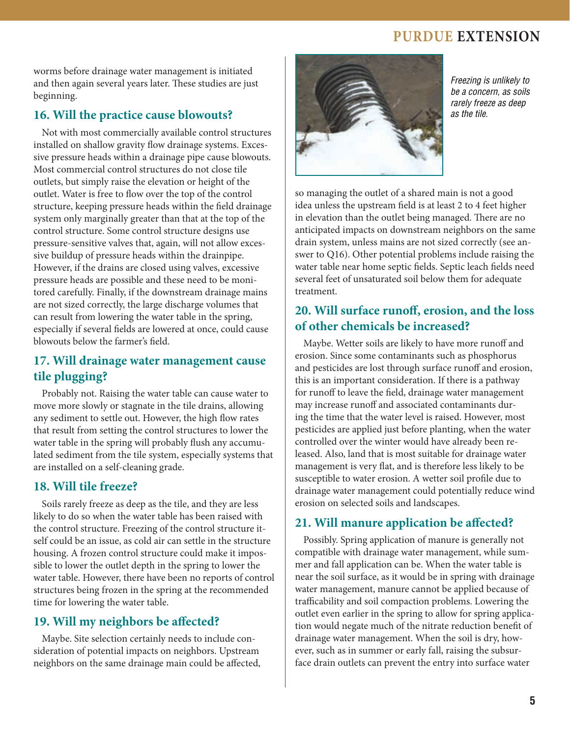worms before drainage water management is initiated and then again several years later. These studies are just beginning.

## 16. Will the practice cause blowouts?

Not with most commercially available control structures installed on shallow gravity flow drainage systems. Excessive pressure heads within a drainage pipe cause blowouts. Most commercial control structures do not close tile outlets, but simply raise the elevation or height of the outlet. Water is free to flow over the top of the control structure, keeping pressure heads within the field drainage system only marginally greater than that at the top of the control structure. Some control structure designs use pressure-sensitive valves that, again, will not allow excessive buildup of pressure heads within the drainpipe. However, if the drains are closed using valves, excessive pressure heads are possible and these need to be monitored carefully. Finally, if the downstream drainage mains are not sized correctly, the large discharge volumes that can result from lowering the water table in the spring, especially if several fields are lowered at once, could cause blowouts below the farmer's field.

## 17. Will drainage water management cause tile plugging?

Probably not. Raising the water table can cause water to move more slowly or stagnate in the tile drains, allowing any sediment to settle out. However, the high flow rates that result from setting the control structures to lower the water table in the spring will probably flush any accumulated sediment from the tile system, especially systems that are installed on a self-cleaning grade.

## 18. Will tile freeze?

Soils rarely freeze as deep as the tile, and they are less likely to do so when the water table has been raised with the control structure. Freezing of the control structure itself could be an issue, as cold air can settle in the structure housing. A frozen control structure could make it impossible to lower the outlet depth in the spring to lower the water table. However, there have been no reports of control structures being frozen in the spring at the recommended time for lowering the water table.

*Freezing is unlikely to be a concern, as soils rarely freeze as deep as the tile.*

## 19. Will my neighbors be affected?

Maybe. Site selection certainly needs to include consideration of potential impacts on neighbors. Upstream neighbors on the same drainage main could be affected, so managing the outlet of a shared main is not a good idea unless the upstream field is at least 2 to 4 feet higher in elevation than the outlet being managed. There are no anticipated impacts on downstream neighbors on the same drain system, unless mains are not sized correctly (see answer to Q16). Other potential problems include raising the water table near home septic fields. Septic leach fields need several feet of unsaturated soil below them for adequate treatment.

## 20. Will surface runoff, erosion, and the loss of other chemicals be increased?

Maybe. Wetter soils are likely to have more runoff and erosion. Since some contaminants such as phosphorus and pesticides are lost through surface runoff and erosion, this is an important consideration. If there is a pathway for runoff to leave the field, drainage water management may increase runoff and associated contaminants during the time that the water level is raised. However, most pesticides are applied just before planting, when the water controlled over the winter would have already been released. Also, land that is most suitable for drainage water management is very flat, and is therefore less likely to be susceptible to water erosion. A wetter soil profile due to drainage water management could potentially reduce wind erosion on selected soils and landscapes.

## 21. Will manure application be affected?

Possibly. Spring application of manure is generally not compatible with drainage water management, while summer and fall application can be. When the water table is near the soil surface, as it would be in spring with drainage water management, manure cannot be applied because of trafficability and soil compaction problems. Lowering the outlet even earlier in the spring to allow for spring application would negate much of the nitrate reduction benefit of drainage water management. When the soil is dry, however, such as in summer or early fall, raising the subsurface drain outlets can prevent the entry into surface water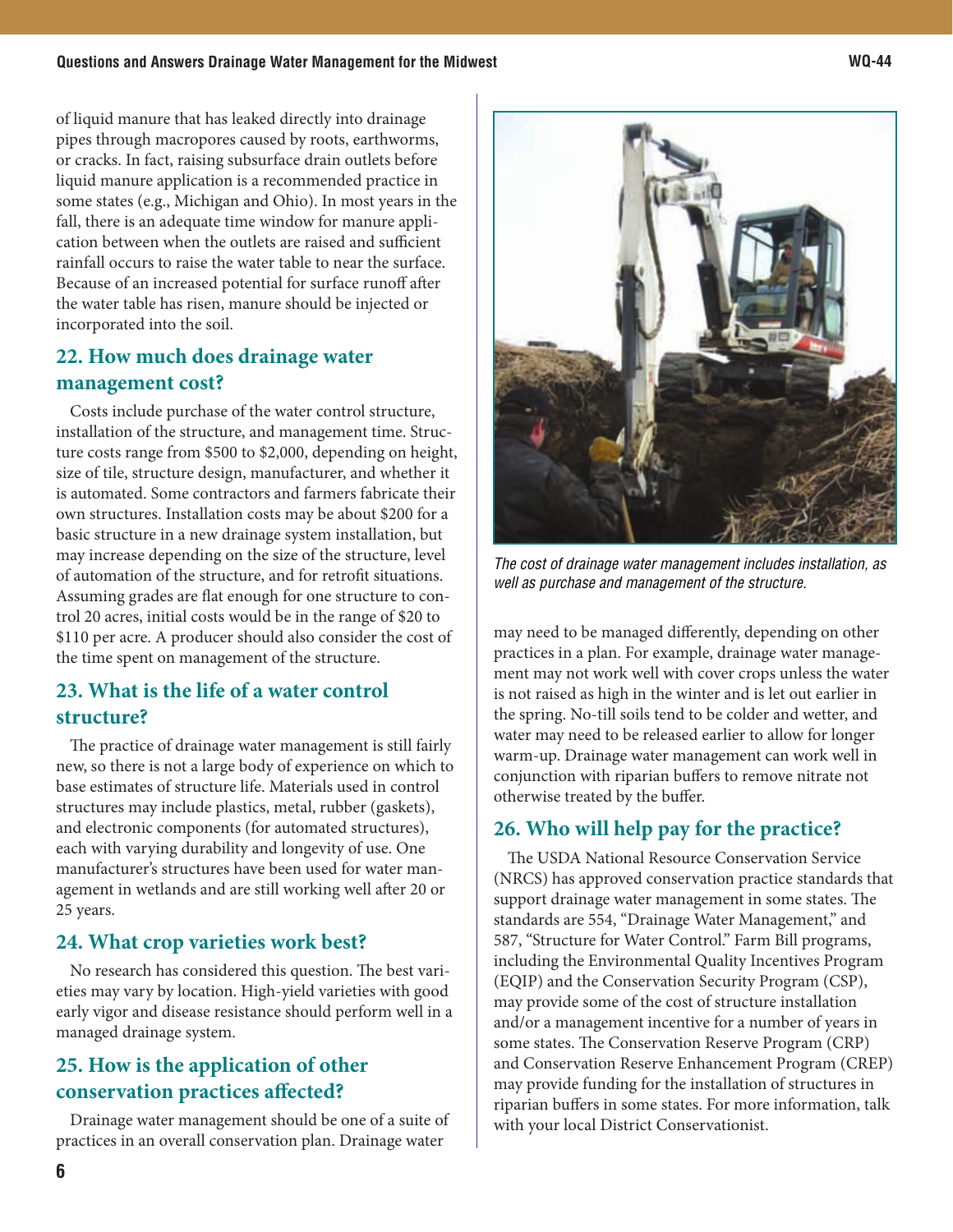of liquid manure that has leaked directly into drainage pipes through macropores caused by roots, earthworms, or cracks. In fact, raising subsurface drain outlets before liquid manure application is a recommended practice in some states (e.g., Michigan and Ohio). In most years in the fall, there is an adequate time window for manure application between when the outlets are raised and sufficient rainfall occurs to raise the water table to near the surface. Because of an increased potential for surface runoff after the water table has risen, manure should be injected or incorporated into the soil.

## 22. How much does drainage water management cost?

Costs include purchase of the water control structure, installation of the structure, and management time. Structure costs range from $500 to $2,000, depending on height, size of tile, structure design, manufacturer, and whether it is automated. Some contractors and farmers fabricate their own structures. Installation costs may be about $200 for a basic structure in a new drainage system installation, but may increase depending on the size of the structure, level of automation of the structure, and for retrofit situations. Assuming grades are flat enough for one structure to control 20 acres, initial costs would be in the range of $20 to $110 per acre. A producer should also consider the cost of the time spent on management of the structure.

## 23. What is the life of a water control structure?

The practice of drainage water management is still fairly new, so there is not a large body of experience on which to base estimates of structure life. Materials used in control structures may include plastics, metal, rubber (gaskets), and electronic components (for automated structures), each with varying durability and longevity of use. One manufacturer's structures have been used for water management in wetlands and are still working well after 20 or 25 years.

## 24. What crop varieties work best?

No research has considered this question. The best varieties may vary by location. High-yield varieties with good early vigor and disease resistance should perform well in a managed drainage system.

## 25. How is the application of other conservation practices affected?

Drainage water management should be one of a suite of practices in an overall conservation plan. Drainage water may need to be managed differently, depending on other practices in a plan. For example, drainage water management may not work well with cover crops unless the water is not raised as high in the winter and is let out earlier in the spring. No-till soils tend to be colder and wetter, and water may need to be released earlier to allow for longer warm-up. Drainage water management can work well in conjunction with riparian buffers to remove nitrate not otherwise treated by the buffer.

*The cost of drainage water management includes installation, as well as purchase and management of the structure.*

## 26. Who will help pay for the practice?

The USDA National Resource Conservation Service (NRCS) has approved conservation practice standards that support drainage water management in some states. The standards are 554, "Drainage Water Management," and 587, "Structure for Water Control." Farm Bill programs, including the Environmental Quality Incentives Program (EQIP) and the Conservation Security Program (CSP), may provide some of the cost of structure installation and/or a management incentive for a number of years in some states. The Conservation Reserve Program (CRP) and Conservation Reserve Enhancement Program (CREP) may provide funding for the installation of structures in riparian buffers in some states. For more information, talk with your local District Conservationist.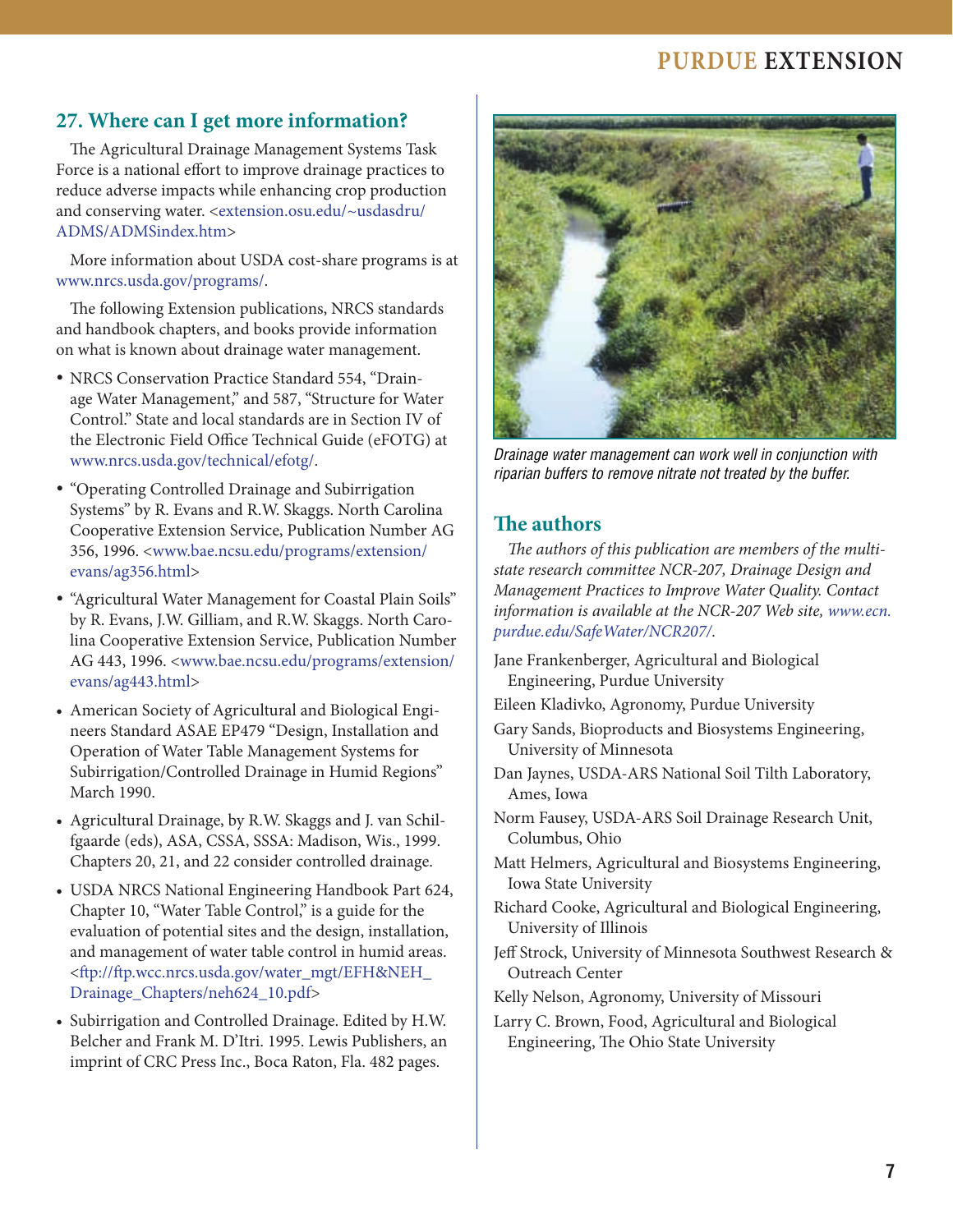## 27. Where can I get more information?

The Agricultural Drainage Management Systems Task Force is a national effort to improve drainage practices to reduce adverse impacts while enhancing crop production and conserving water. <extension.osu.edu/~usdasdru/ADMS/ADMSindex.htm>

More information about USDA cost-share programs is at www.nrcs.usda.gov/programs/.

The following Extension publications, NRCS standards and handbook chapters, and books provide information on what is known about drainage water management.

- NRCS Conservation Practice Standard 554, "Drainage Water Management," and 587, "Structure for Water Control." State and local standards are in Section IV of the Electronic Field Office Technical Guide (eFOTG) at www.nrcs.usda.gov/technical/efotg/.
- "Operating Controlled Drainage and Subirrigation Systems" by R. Evans and R.W. Skaggs. North Carolina Cooperative Extension Service, Publication Number AG 356, 1996. <www.bae.ncsu.edu/programs/extension/evans/ag356.html>
- "Agricultural Water Management for Coastal Plain Soils" by R. Evans, J.W. Gilliam, and R.W. Skaggs. North Carolina Cooperative Extension Service, Publication Number AG 443, 1996. <www.bae.ncsu.edu/programs/extension/evans/ag443.html>
- American Society of Agricultural and Biological Engineers Standard ASAE EP479 "Design, Installation and Operation of Water Table Management Systems for Subirrigation/Controlled Drainage in Humid Regions" March 1990.
- Agricultural Drainage, by R.W. Skaggs and J. van Schilfgaarde (eds), ASA, CSSA, SSSA: Madison, Wis., 1999. Chapters 20, 21, and 22 consider controlled drainage.
- USDA NRCS National Engineering Handbook Part 624, Chapter 10, "Water Table Control," is a guide for the evaluation of potential sites and the design, installation, and management of water table control in humid areas. <ftp://ftp.wcc.nrcs.usda.gov/water_mgt/EFH&NEH_Drainage_Chapters/neh624_10.pdf>
- Subirrigation and Controlled Drainage. Edited by H.W. Belcher and Frank M. D'Itri. 1995. Lewis Publishers, an imprint of CRC Press Inc., Boca Raton, Fla. 482 pages.

*Drainage water management can work well in conjunction with riparian buffers to remove nitrate not treated by the buffer.*

## The authors

*The authors of this publication are members of the multistate research committee NCR-207, Drainage Design and Management Practices to Improve Water Quality. Contact information is available at the NCR-207 Web site, www.ecn.purdue.edu/SafeWater/NCR207/.*

Jane Frankenberger, Agricultural and Biological Engineering, Purdue University

Eileen Kladivko, Agronomy, Purdue University

Gary Sands, Bioproducts and Biosystems Engineering, University of Minnesota

Dan Jaynes, USDA-ARS National Soil Tilth Laboratory, Ames, Iowa

Norm Fausey, USDA-ARS Soil Drainage Research Unit, Columbus, Ohio

Matt Helmers, Agricultural and Biosystems Engineering, Iowa State University

Richard Cooke, Agricultural and Biological Engineering, University of Illinois

Jeff Strock, University of Minnesota Southwest Research & Outreach Center

Kelly Nelson, Agronomy, University of Missouri

Larry C. Brown, Food, Agricultural and Biological Engineering, The Ohio State University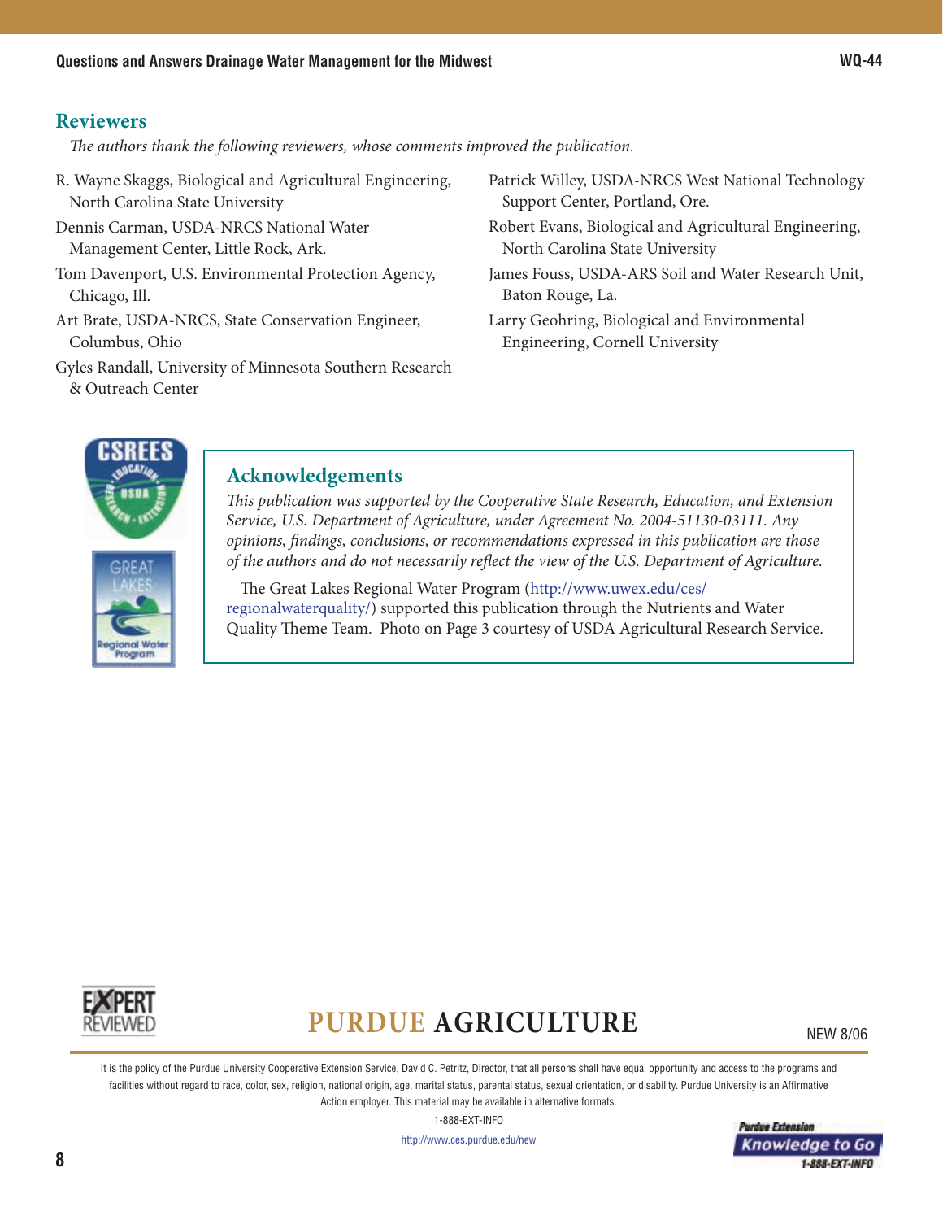## Reviewers

*The authors thank the following reviewers, whose comments improved the publication.*

R. Wayne Skaggs, Biological and Agricultural Engineering, North Carolina State University

Dennis Carman, USDA-NRCS National Water Management Center, Little Rock, Ark.

Tom Davenport, U.S. Environmental Protection Agency, Chicago, Ill.

Art Brate, USDA-NRCS, State Conservation Engineer, Columbus, Ohio

Gyles Randall, University of Minnesota Southern Research & Outreach Center

Patrick Willey, USDA-NRCS West National Technology Support Center, Portland, Ore.

Robert Evans, Biological and Agricultural Engineering, North Carolina State University

James Fouss, USDA-ARS Soil and Water Research Unit, Baton Rouge, La.

Larry Geohring, Biological and Environmental Engineering, Cornell University

## Acknowledgements

*This publication was supported by the Cooperative State Research, Education, and Extension Service, U.S. Department of Agriculture, under Agreement No. 2004-51130-03111. Any opinions, findings, conclusions, or recommendations expressed in this publication are those of the authors and do not necessarily reflect the view of the U.S. Department of Agriculture.*

The Great Lakes Regional Water Program (http://www.uwex.edu/ces/regionalwaterquality/) supported this publication through the Nutrients and Water Quality Theme Team. Photo on Page 3 courtesy of USDA Agricultural Research Service.

EXPERT REVIEWED

**PURDUE AGRICULTURE**

NEW 8/06

It is the policy of the Purdue University Cooperative Extension Service, David C. Petritz, Director, that all persons shall have equal opportunity and access to the programs and facilities without regard to race, color, sex, religion, national origin, age, marital status, parental status, sexual orientation, or disability. Purdue University is an Affirmative Action employer. This material may be available in alternative formats.

1-888-EXT-INFO

http://www.ces.purdue.edu/new

Purdue Extension Knowledge to Go 1-888-EXT-INFO